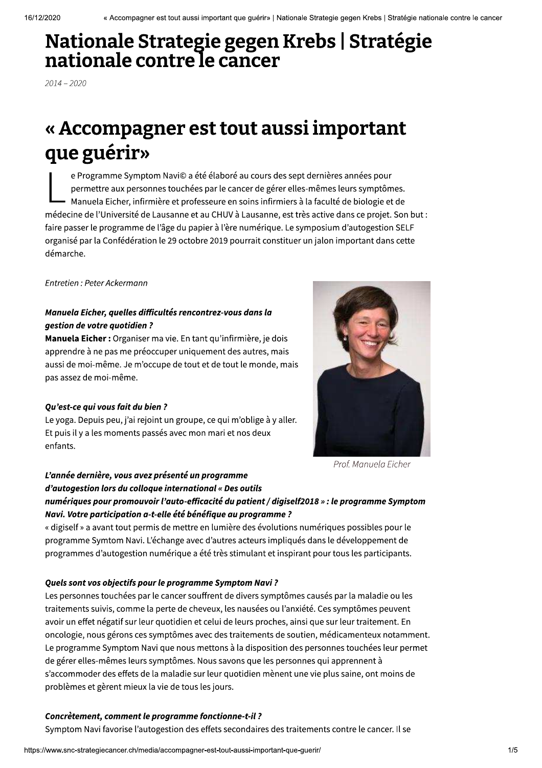# Nationale Strategie gegen Krebs | Stratégie nationale contre le cancer

*2014 – 2020*

# « Accompagner est tout aussi important que guérir»

Le Programme Symptom Navi© a été élaboré au cours des sept dernières années pour permettre aux personnes touchées par le cancer de gérer elles-mêmes leurs symptômes. Manuela Eicher, infirmière et professeure en soins infirmiers à la faculté de biologie et de médecine de l'Université de Lausanne et au CHUV à Lausanne, est très active dans ce projet. Son but : faire passer le programme de l'âge du papier à l'ère numérique. Le symposium d'autogestion SELF organisé par la Confédération le 29 octobre 2019 pourrait constituer un jalon important dans cette démarche.

*Entretien : Peter Ackermann*

***Manuela Eicher, quelles difficultés rencontrez-vous dans la gestion de votre quotidien ?***

**Manuela Eicher :** Organiser ma vie. En tant qu'infirmière, je dois apprendre à ne pas me préoccuper uniquement des autres, mais aussi de moi-même. Je m'occupe de tout et de tout le monde, mais pas assez de moi-même.

***Qu'est-ce qui vous fait du bien ?***

Le yoga. Depuis peu, j'ai rejoint un groupe, ce qui m'oblige à y aller. Et puis il y a les moments passés avec mon mari et nos deux enfants.

*Prof. Manuela Eicher*

***L'année dernière, vous avez présenté un programme d'autogestion lors du colloque international « Des outils numériques pour promouvoir l'auto-efficacité du patient / digiself2018 » : le programme Symptom Navi. Votre participation a-t-elle été bénéfique au programme ?***

« digiself » a avant tout permis de mettre en lumière des évolutions numériques possibles pour le programme Symtom Navi. L'échange avec d'autres acteurs impliqués dans le développement de programmes d'autogestion numérique a été très stimulant et inspirant pour tous les participants.

***Quels sont vos objectifs pour le programme Symptom Navi ?***

Les personnes touchées par le cancer souffrent de divers symptômes causés par la maladie ou les traitements suivis, comme la perte de cheveux, les nausées ou l'anxiété. Ces symptômes peuvent avoir un effet négatif sur leur quotidien et celui de leurs proches, ainsi que sur leur traitement. En oncologie, nous gérons ces symptômes avec des traitements de soutien, médicamenteux notamment. Le programme Symptom Navi que nous mettons à la disposition des personnes touchées leur permet de gérer elles-mêmes leurs symptômes. Nous savons que les personnes qui apprennent à s'accommoder des effets de la maladie sur leur quotidien mènent une vie plus saine, ont moins de problèmes et gèrent mieux la vie de tous les jours.

***Concrètement, comment le programme fonctionne-t-il ?***

Symptom Navi favorise l'autogestion des effets secondaires des traitements contre le cancer. Il se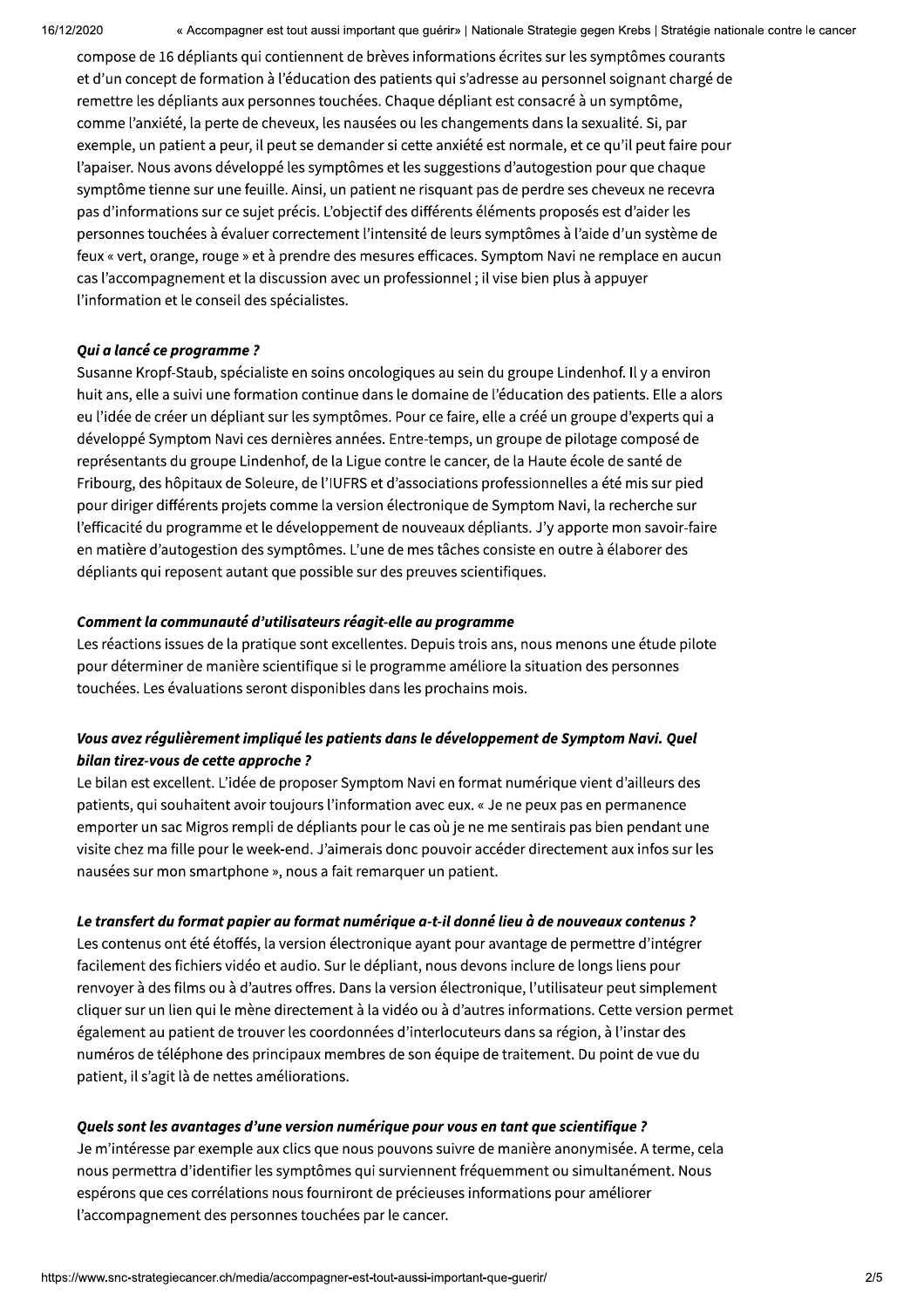compose de 16 dépliants qui contiennent de brèves informations écrites sur les symptômes courants et d'un concept de formation à l'éducation des patients qui s'adresse au personnel soignant chargé de remettre les dépliants aux personnes touchées. Chaque dépliant est consacré à un symptôme, comme l'anxiété, la perte de cheveux, les nausées ou les changements dans la sexualité. Si, par exemple, un patient a peur, il peut se demander si cette anxiété est normale, et ce qu'il peut faire pour l'apaiser. Nous avons développé les symptômes et les suggestions d'autogestion pour que chaque symptôme tienne sur une feuille. Ainsi, un patient ne risquant pas de perdre ses cheveux ne recevra pas d'informations sur ce sujet précis. L'objectif des différents éléments proposés est d'aider les personnes touchées à évaluer correctement l'intensité de leurs symptômes à l'aide d'un système de feux « vert, orange, rouge » et à prendre des mesures efficaces. Symptom Navi ne remplace en aucun cas l'accompagnement et la discussion avec un professionnel ; il vise bien plus à appuyer l'information et le conseil des spécialistes.

***Qui a lancé ce programme ?***

Susanne Kropf-Staub, spécialiste en soins oncologiques au sein du groupe Lindenhof. Il y a environ huit ans, elle a suivi une formation continue dans le domaine de l'éducation des patients. Elle a alors eu l'idée de créer un dépliant sur les symptômes. Pour ce faire, elle a créé un groupe d'experts qui a développé Symptom Navi ces dernières années. Entre-temps, un groupe de pilotage composé de représentants du groupe Lindenhof, de la Ligue contre le cancer, de la Haute école de santé de Fribourg, des hôpitaux de Soleure, de l'IUFRS et d'associations professionnelles a été mis sur pied pour diriger différents projets comme la version électronique de Symptom Navi, la recherche sur l'efficacité du programme et le développement de nouveaux dépliants. J'y apporte mon savoir-faire en matière d'autogestion des symptômes. L'une de mes tâches consiste en outre à élaborer des dépliants qui reposent autant que possible sur des preuves scientifiques.

***Comment la communauté d'utilisateurs réagit-elle au programme***

Les réactions issues de la pratique sont excellentes. Depuis trois ans, nous menons une étude pilote pour déterminer de manière scientifique si le programme améliore la situation des personnes touchées. Les évaluations seront disponibles dans les prochains mois.

***Vous avez régulièrement impliqué les patients dans le développement de Symptom Navi. Quel bilan tirez-vous de cette approche ?***

Le bilan est excellent. L'idée de proposer Symptom Navi en format numérique vient d'ailleurs des patients, qui souhaitent avoir toujours l'information avec eux. « Je ne peux pas en permanence emporter un sac Migros rempli de dépliants pour le cas où je ne me sentirais pas bien pendant une visite chez ma fille pour le week-end. J'aimerais donc pouvoir accéder directement aux infos sur les nausées sur mon smartphone », nous a fait remarquer un patient.

***Le transfert du format papier au format numérique a-t-il donné lieu à de nouveaux contenus ?***

Les contenus ont été étoffés, la version électronique ayant pour avantage de permettre d'intégrer facilement des fichiers vidéo et audio. Sur le dépliant, nous devons inclure de longs liens pour renvoyer à des films ou à d'autres offres. Dans la version électronique, l'utilisateur peut simplement cliquer sur un lien qui le mène directement à la vidéo ou à d'autres informations. Cette version permet également au patient de trouver les coordonnées d'interlocuteurs dans sa région, à l'instar des numéros de téléphone des principaux membres de son équipe de traitement. Du point de vue du patient, il s'agit là de nettes améliorations.

***Quels sont les avantages d'une version numérique pour vous en tant que scientifique ?***

Je m'intéresse par exemple aux clics que nous pouvons suivre de manière anonymisée. A terme, cela nous permettra d'identifier les symptômes qui surviennent fréquemment ou simultanément. Nous espérons que ces corrélations nous fourniront de précieuses informations pour améliorer l'accompagnement des personnes touchées par le cancer.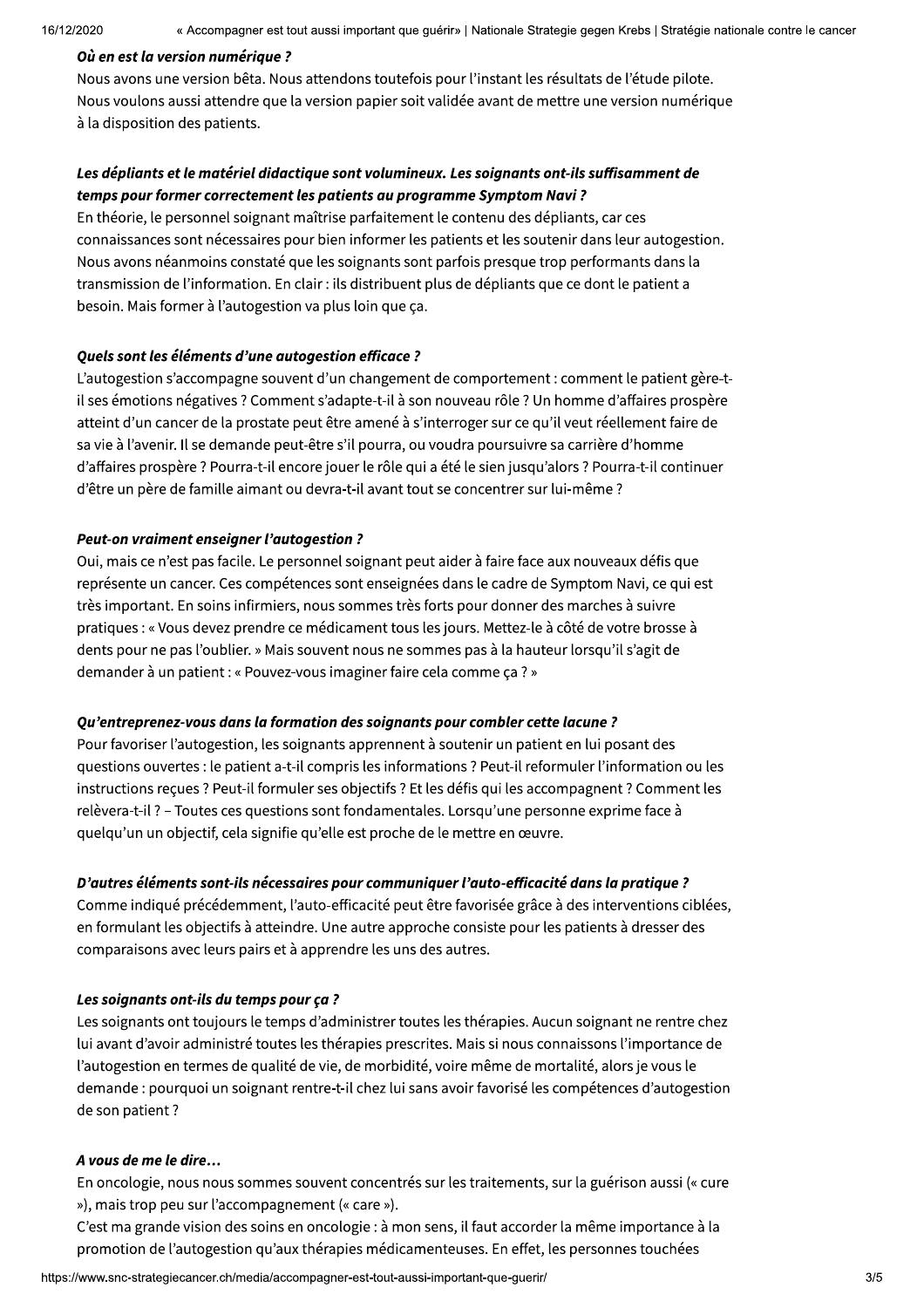***Où en est la version numérique ?***

Nous avons une version bêta. Nous attendons toutefois pour l'instant les résultats de l'étude pilote. Nous voulons aussi attendre que la version papier soit validée avant de mettre une version numérique à la disposition des patients.

***Les dépliants et le matériel didactique sont volumineux. Les soignants ont-ils suffisamment de temps pour former correctement les patients au programme Symptom Navi ?***

En théorie, le personnel soignant maîtrise parfaitement le contenu des dépliants, car ces connaissances sont nécessaires pour bien informer les patients et les soutenir dans leur autogestion. Nous avons néanmoins constaté que les soignants sont parfois presque trop performants dans la transmission de l'information. En clair : ils distribuent plus de dépliants que ce dont le patient a besoin. Mais former à l'autogestion va plus loin que ça.

***Quels sont les éléments d'une autogestion efficace ?***

L'autogestion s'accompagne souvent d'un changement de comportement : comment le patient gère-t-il ses émotions négatives ? Comment s'adapte-t-il à son nouveau rôle ? Un homme d'affaires prospère atteint d'un cancer de la prostate peut être amené à s'interroger sur ce qu'il veut réellement faire de sa vie à l'avenir. Il se demande peut-être s'il pourra, ou voudra poursuivre sa carrière d'homme d'affaires prospère ? Pourra-t-il encore jouer le rôle qui a été le sien jusqu'alors ? Pourra-t-il continuer d'être un père de famille aimant ou devra-t-il avant tout se concentrer sur lui-même ?

***Peut-on vraiment enseigner l'autogestion ?***

Oui, mais ce n'est pas facile. Le personnel soignant peut aider à faire face aux nouveaux défis que représente un cancer. Ces compétences sont enseignées dans le cadre de Symptom Navi, ce qui est très important. En soins infirmiers, nous sommes très forts pour donner des marches à suivre pratiques : « Vous devez prendre ce médicament tous les jours. Mettez-le à côté de votre brosse à dents pour ne pas l'oublier. » Mais souvent nous ne sommes pas à la hauteur lorsqu'il s'agit de demander à un patient : « Pouvez-vous imaginer faire cela comme ça ? »

***Qu'entreprenez-vous dans la formation des soignants pour combler cette lacune ?***

Pour favoriser l'autogestion, les soignants apprennent à soutenir un patient en lui posant des questions ouvertes : le patient a-t-il compris les informations ? Peut-il reformuler l'information ou les instructions reçues ? Peut-il formuler ses objectifs ? Et les défis qui les accompagnent ? Comment les relèvera-t-il ? – Toutes ces questions sont fondamentales. Lorsqu'une personne exprime face à quelqu'un un objectif, cela signifie qu'elle est proche de le mettre en œuvre.

***D'autres éléments sont-ils nécessaires pour communiquer l'auto-efficacité dans la pratique ?***

Comme indiqué précédemment, l'auto-efficacité peut être favorisée grâce à des interventions ciblées, en formulant les objectifs à atteindre. Une autre approche consiste pour les patients à dresser des comparaisons avec leurs pairs et à apprendre les uns des autres.

***Les soignants ont-ils du temps pour ça ?***

Les soignants ont toujours le temps d'administrer toutes les thérapies. Aucun soignant ne rentre chez lui avant d'avoir administré toutes les thérapies prescrites. Mais si nous connaissons l'importance de l'autogestion en termes de qualité de vie, de morbidité, voire même de mortalité, alors je vous le demande : pourquoi un soignant rentre-t-il chez lui sans avoir favorisé les compétences d'autogestion de son patient ?

***A vous de me le dire…***

En oncologie, nous nous sommes souvent concentrés sur les traitements, sur la guérison aussi (« cure »), mais trop peu sur l'accompagnement (« care »).

C'est ma grande vision des soins en oncologie : à mon sens, il faut accorder la même importance à la promotion de l'autogestion qu'aux thérapies médicamenteuses. En effet, les personnes touchées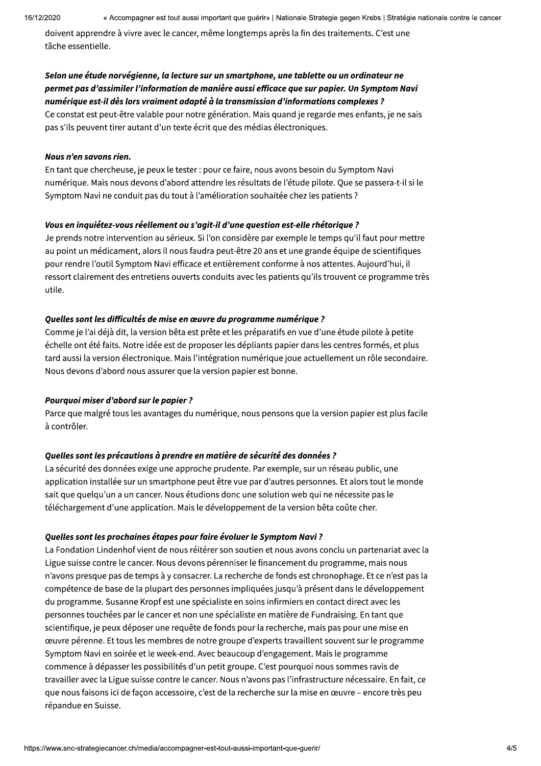doivent apprendre à vivre avec le cancer, même longtemps après la fin des traitements. C'est une tâche essentielle.

***Selon une étude norvégienne, la lecture sur un smartphone, une tablette ou un ordinateur ne permet pas d'assimiler l'information de manière aussi efficace que sur papier. Un Symptom Navi numérique est-il dès lors vraiment adapté à la transmission d'informations complexes ?***

Ce constat est peut-être valable pour notre génération. Mais quand je regarde mes enfants, je ne sais pas s'ils peuvent tirer autant d'un texte écrit que des médias électroniques.

***Nous n'en savons rien.***

En tant que chercheuse, je peux le tester : pour ce faire, nous avons besoin du Symptom Navi numérique. Mais nous devons d'abord attendre les résultats de l'étude pilote. Que se passera-t-il si le Symptom Navi ne conduit pas du tout à l'amélioration souhaitée chez les patients ?

***Vous en inquiétez-vous réellement ou s'agit-il d'une question est-elle rhétorique ?***

Je prends notre intervention au sérieux. Si l'on considère par exemple le temps qu'il faut pour mettre au point un médicament, alors il nous faudra peut-être 20 ans et une grande équipe de scientifiques pour rendre l'outil Symptom Navi efficace et entièrement conforme à nos attentes. Aujourd'hui, il ressort clairement des entretiens ouverts conduits avec les patients qu'ils trouvent ce programme très utile.

***Quelles sont les difficultés de mise en œuvre du programme numérique ?***

Comme je l'ai déjà dit, la version bêta est prête et les préparatifs en vue d'une étude pilote à petite échelle ont été faits. Notre idée est de proposer les dépliants papier dans les centres formés, et plus tard aussi la version électronique. Mais l'intégration numérique joue actuellement un rôle secondaire. Nous devons d'abord nous assurer que la version papier est bonne.

***Pourquoi miser d'abord sur le papier ?***

Parce que malgré tous les avantages du numérique, nous pensons que la version papier est plus facile à contrôler.

***Quelles sont les précautions à prendre en matière de sécurité des données ?***

La sécurité des données exige une approche prudente. Par exemple, sur un réseau public, une application installée sur un smartphone peut être vue par d'autres personnes. Et alors tout le monde sait que quelqu'un a un cancer. Nous étudions donc une solution web qui ne nécessite pas le téléchargement d'une application. Mais le développement de la version bêta coûte cher.

***Quelles sont les prochaines étapes pour faire évoluer le Symptom Navi ?***

La Fondation Lindenhof vient de nous réitérer son soutien et nous avons conclu un partenariat avec la Ligue suisse contre le cancer. Nous devons pérenniser le financement du programme, mais nous n'avons presque pas de temps à y consacrer. La recherche de fonds est chronophage. Et ce n'est pas la compétence de base de la plupart des personnes impliquées jusqu'à présent dans le développement du programme. Susanne Kropf est une spécialiste en soins infirmiers en contact direct avec les personnes touchées par le cancer et non une spécialiste en matière de Fundraising. En tant que scientifique, je peux déposer une requête de fonds pour la recherche, mais pas pour une mise en œuvre pérenne. Et tous les membres de notre groupe d'experts travaillent souvent sur le programme Symptom Navi en soirée et le week-end. Avec beaucoup d'engagement. Mais le programme commence à dépasser les possibilités d'un petit groupe. C'est pourquoi nous sommes ravis de travailler avec la Ligue suisse contre le cancer. Nous n'avons pas l'infrastructure nécessaire. En fait, ce que nous faisons ici de façon accessoire, c'est de la recherche sur la mise en œuvre – encore très peu répandue en Suisse.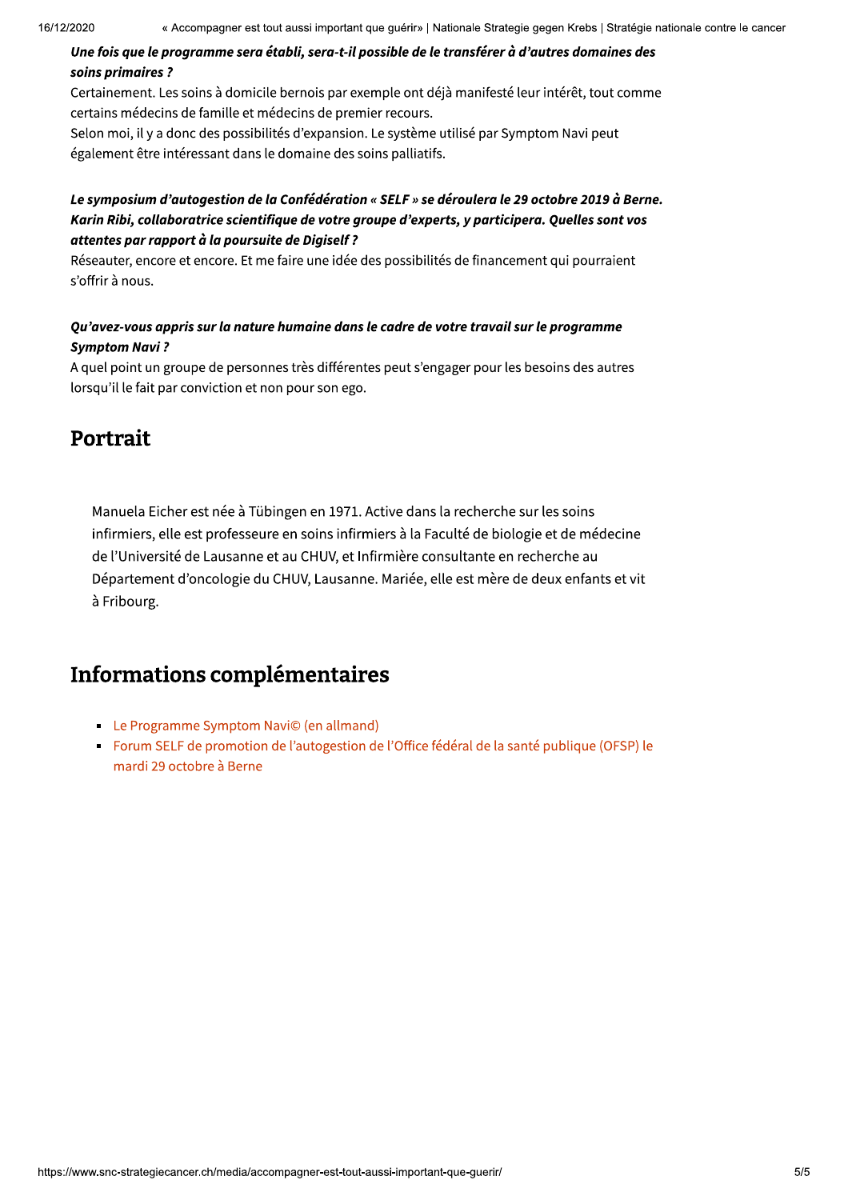***Une fois que le programme sera établi, sera-t-il possible de le transférer à d'autres domaines des soins primaires ?***

Certainement. Les soins à domicile bernois par exemple ont déjà manifesté leur intérêt, tout comme certains médecins de famille et médecins de premier recours.

Selon moi, il y a donc des possibilités d'expansion. Le système utilisé par Symptom Navi peut également être intéressant dans le domaine des soins palliatifs.

***Le symposium d'autogestion de la Confédération « SELF » se déroulera le 29 octobre 2019 à Berne. Karin Ribi, collaboratrice scientifique de votre groupe d'experts, y participera. Quelles sont vos attentes par rapport à la poursuite de Digiself ?***

Réseauter, encore et encore. Et me faire une idée des possibilités de financement qui pourraient s'offrir à nous.

***Qu'avez-vous appris sur la nature humaine dans le cadre de votre travail sur le programme Symptom Navi ?***

A quel point un groupe de personnes très différentes peut s'engager pour les besoins des autres lorsqu'il le fait par conviction et non pour son ego.

## Portrait

Manuela Eicher est née à Tübingen en 1971. Active dans la recherche sur les soins infirmiers, elle est professeure en soins infirmiers à la Faculté de biologie et de médecine de l'Université de Lausanne et au CHUV, et Infirmière consultante en recherche au Département d'oncologie du CHUV, Lausanne. Mariée, elle est mère de deux enfants et vit à Fribourg.

## Informations complémentaires

- Le Programme Symptom Navi© (en allmand)
- Forum SELF de promotion de l'autogestion de l'Office fédéral de la santé publique (OFSP) le mardi 29 octobre à Berne